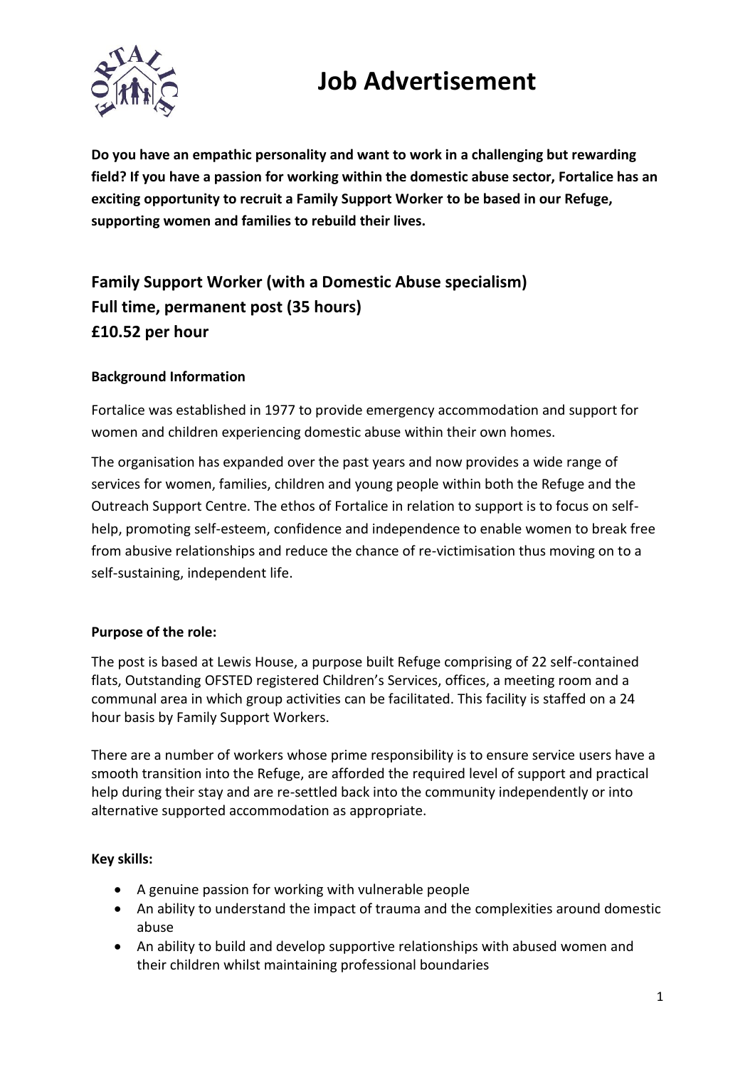# Job Advertisement

**Do you have an empathic personality and want to work in a challenging but rewarding field? If you have a passion for working within the domestic abuse sector, Fortalice has an exciting opportunity to recruit a Family Support Worker to be based in our Refuge, supporting women and families to rebuild their lives.**

## Family Support Worker (with a Domestic Abuse specialism)
## Full time, permanent post (35 hours)
## £10.52 per hour

**Background Information**

Fortalice was established in 1977 to provide emergency accommodation and support for women and children experiencing domestic abuse within their own homes.

The organisation has expanded over the past years and now provides a wide range of services for women, families, children and young people within both the Refuge and the Outreach Support Centre. The ethos of Fortalice in relation to support is to focus on self-help, promoting self-esteem, confidence and independence to enable women to break free from abusive relationships and reduce the chance of re-victimisation thus moving on to a self-sustaining, independent life.

**Purpose of the role:**

The post is based at Lewis House, a purpose built Refuge comprising of 22 self-contained flats, Outstanding OFSTED registered Children's Services, offices, a meeting room and a communal area in which group activities can be facilitated. This facility is staffed on a 24 hour basis by Family Support Workers.

There are a number of workers whose prime responsibility is to ensure service users have a smooth transition into the Refuge, are afforded the required level of support and practical help during their stay and are re-settled back into the community independently or into alternative supported accommodation as appropriate.

**Key skills:**

- A genuine passion for working with vulnerable people
- An ability to understand the impact of trauma and the complexities around domestic abuse
- An ability to build and develop supportive relationships with abused women and their children whilst maintaining professional boundaries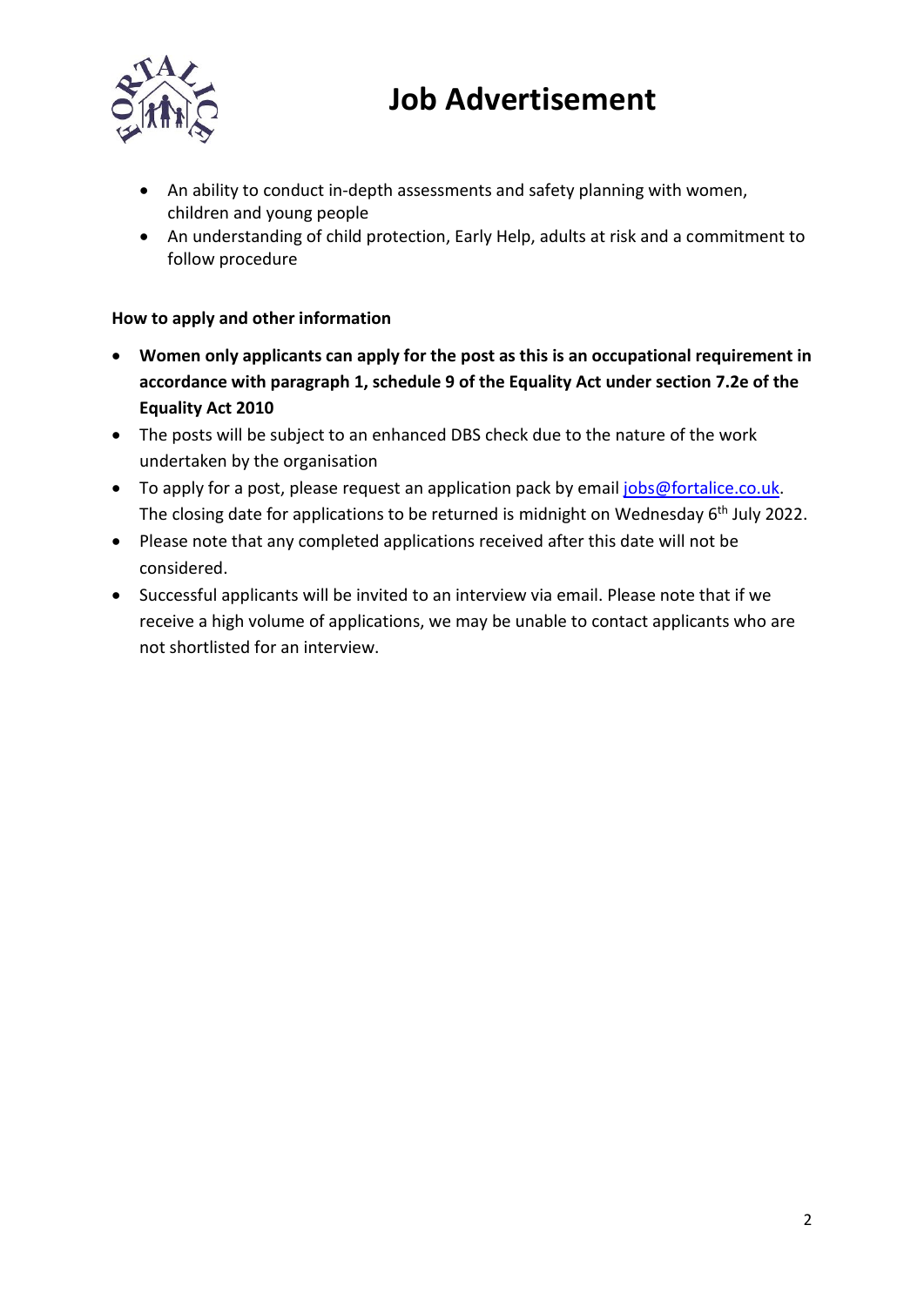# Job Advertisement

- An ability to conduct in-depth assessments and safety planning with women, children and young people
- An understanding of child protection, Early Help, adults at risk and a commitment to follow procedure

**How to apply and other information**

- **Women only applicants can apply for the post as this is an occupational requirement in accordance with paragraph 1, schedule 9 of the Equality Act under section 7.2e of the Equality Act 2010**
- The posts will be subject to an enhanced DBS check due to the nature of the work undertaken by the organisation
- To apply for a post, please request an application pack by email jobs@fortalice.co.uk. The closing date for applications to be returned is midnight on Wednesday 6th July 2022.
- Please note that any completed applications received after this date will not be considered.
- Successful applicants will be invited to an interview via email. Please note that if we receive a high volume of applications, we may be unable to contact applicants who are not shortlisted for an interview.